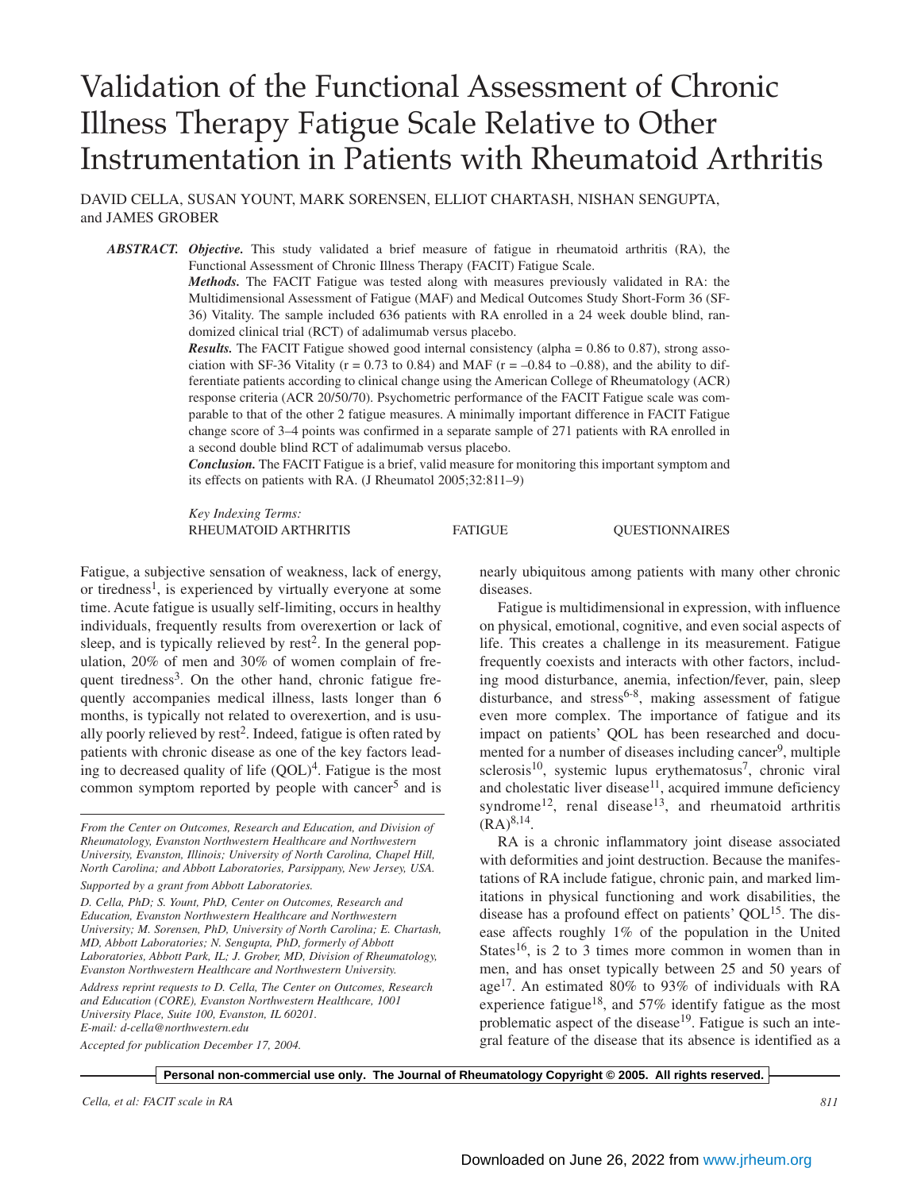# Validation of the Functional Assessment of Chronic Illness Therapy Fatigue Scale Relative to Other Instrumentation in Patients with Rheumatoid Arthritis

DAVID CELLA, SUSAN YOUNT, MARK SORENSEN, ELLIOT CHARTASH, NISHAN SENGUPTA, and JAMES GROBER

***ABSTRACT. Objective.*** This study validated a brief measure of fatigue in rheumatoid arthritis (RA), the Functional Assessment of Chronic Illness Therapy (FACIT) Fatigue Scale.

***Methods.*** The FACIT Fatigue was tested along with measures previously validated in RA: the Multidimensional Assessment of Fatigue (MAF) and Medical Outcomes Study Short-Form 36 (SF-36) Vitality. The sample included 636 patients with RA enrolled in a 24 week double blind, randomized clinical trial (RCT) of adalimumab versus placebo.

***Results.*** The FACIT Fatigue showed good internal consistency (alpha = 0.86 to 0.87), strong association with SF-36 Vitality (r = 0.73 to 0.84) and MAF (r = –0.84 to –0.88), and the ability to differentiate patients according to clinical change using the American College of Rheumatology (ACR) response criteria (ACR 20/50/70). Psychometric performance of the FACIT Fatigue scale was comparable to that of the other 2 fatigue measures. A minimally important difference in FACIT Fatigue change score of 3–4 points was confirmed in a separate sample of 271 patients with RA enrolled in a second double blind RCT of adalimumab versus placebo.

***Conclusion.*** The FACIT Fatigue is a brief, valid measure for monitoring this important symptom and its effects on patients with RA. (J Rheumatol 2005;32:811–9)

*Key Indexing Terms:*
RHEUMATOID ARTHRITIS — FATIGUE — QUESTIONNAIRES

Fatigue, a subjective sensation of weakness, lack of energy, or tiredness[1], is experienced by virtually everyone at some time. Acute fatigue is usually self-limiting, occurs in healthy individuals, frequently results from overexertion or lack of sleep, and is typically relieved by rest[2]. In the general population, 20% of men and 30% of women complain of frequent tiredness[3]. On the other hand, chronic fatigue frequently accompanies medical illness, lasts longer than 6 months, is typically not related to overexertion, and is usually poorly relieved by rest[2]. Indeed, fatigue is often rated by patients with chronic disease as one of the key factors leading to decreased quality of life (QOL)[4]. Fatigue is the most common symptom reported by people with cancer[5] and is nearly ubiquitous among patients with many other chronic diseases.

Fatigue is multidimensional in expression, with influence on physical, emotional, cognitive, and even social aspects of life. This creates a challenge in its measurement. Fatigue frequently coexists and interacts with other factors, including mood disturbance, anemia, infection/fever, pain, sleep disturbance, and stress[6-8], making assessment of fatigue even more complex. The importance of fatigue and its impact on patients' QOL has been researched and documented for a number of diseases including cancer[9], multiple sclerosis[10], systemic lupus erythematosus[7], chronic viral and cholestatic liver disease[11], acquired immune deficiency syndrome[12], renal disease[13], and rheumatoid arthritis (RA)[8,14].

RA is a chronic inflammatory joint disease associated with deformities and joint destruction. Because the manifestations of RA include fatigue, chronic pain, and marked limitations in physical functioning and work disabilities, the disease has a profound effect on patients' QOL[15]. The disease affects roughly 1% of the population in the United States[16], is 2 to 3 times more common in women than in men, and has onset typically between 25 and 50 years of age[17]. An estimated 80% to 93% of individuals with RA experience fatigue[18], and 57% identify fatigue as the most problematic aspect of the disease[19]. Fatigue is such an integral feature of the disease that its absence is identified as a

*From the Center on Outcomes, Research and Education, and Division of Rheumatology, Evanston Northwestern Healthcare and Northwestern University, Evanston, Illinois; University of North Carolina, Chapel Hill, North Carolina; and Abbott Laboratories, Parsippany, New Jersey, USA.*

*Supported by a grant from Abbott Laboratories.*

*D. Cella, PhD; S. Yount, PhD, Center on Outcomes, Research and Education, Evanston Northwestern Healthcare and Northwestern University; M. Sorensen, PhD, University of North Carolina; E. Chartash, MD, Abbott Laboratories; N. Sengupta, PhD, formerly of Abbott Laboratories, Abbott Park, IL; J. Grober, MD, Division of Rheumatology, Evanston Northwestern Healthcare and Northwestern University.*

*Address reprint requests to D. Cella, The Center on Outcomes, Research and Education (CORE), Evanston Northwestern Healthcare, 1001 University Place, Suite 100, Evanston, IL 60201. E-mail: d-cella@northwestern.edu*

*Accepted for publication December 17, 2004.*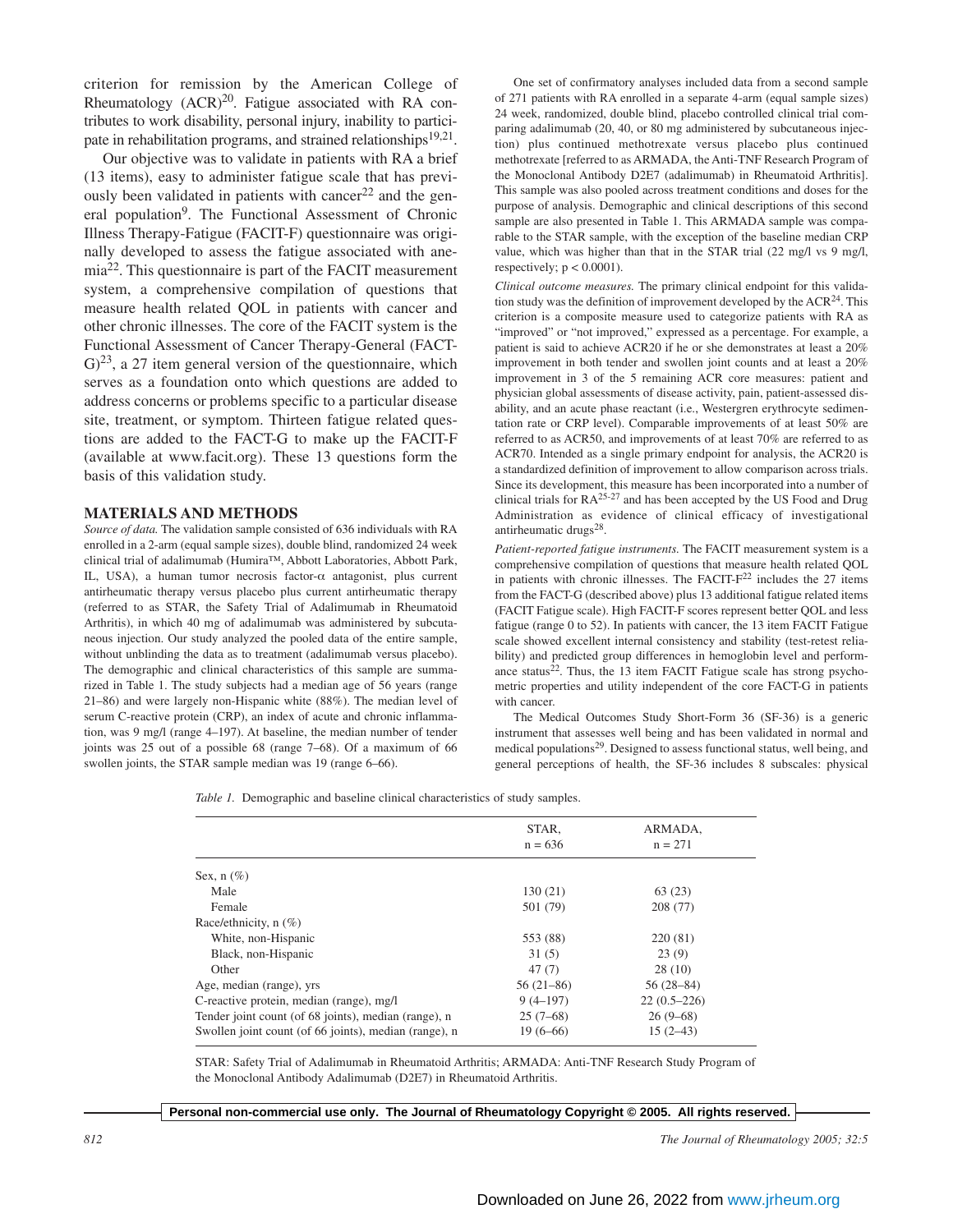criterion for remission by the American College of Rheumatology (ACR)[20]. Fatigue associated with RA contributes to work disability, personal injury, inability to participate in rehabilitation programs, and strained relationships[19,21].

Our objective was to validate in patients with RA a brief (13 items), easy to administer fatigue scale that has previously been validated in patients with cancer[22] and the general population[9]. The Functional Assessment of Chronic Illness Therapy-Fatigue (FACIT-F) questionnaire was originally developed to assess the fatigue associated with anemia[22]. This questionnaire is part of the FACIT measurement system, a comprehensive compilation of questions that measure health related QOL in patients with cancer and other chronic illnesses. The core of the FACIT system is the Functional Assessment of Cancer Therapy-General (FACT-G)[23], a 27 item general version of the questionnaire, which serves as a foundation onto which questions are added to address concerns or problems specific to a particular disease site, treatment, or symptom. Thirteen fatigue related questions are added to the FACT-G to make up the FACIT-F (available at www.facit.org). These 13 questions form the basis of this validation study.

## MATERIALS AND METHODS

*Source of data.* The validation sample consisted of 636 individuals with RA enrolled in a 2-arm (equal sample sizes), double blind, randomized 24 week clinical trial of adalimumab (Humira™, Abbott Laboratories, Abbott Park, IL, USA), a human tumor necrosis factor-α antagonist, plus current antirheumatic therapy versus placebo plus current antirheumatic therapy (referred to as STAR, the Safety Trial of Adalimumab in Rheumatoid Arthritis), in which 40 mg of adalimumab was administered by subcutaneous injection. Our study analyzed the pooled data of the entire sample, without unblinding the data as to treatment (adalimumab versus placebo). The demographic and clinical characteristics of this sample are summarized in Table 1. The study subjects had a median age of 56 years (range 21–86) and were largely non-Hispanic white (88%). The median level of serum C-reactive protein (CRP), an index of acute and chronic inflammation, was 9 mg/l (range 4–197). At baseline, the median number of tender joints was 25 out of a possible 68 (range 7–68). Of a maximum of 66 swollen joints, the STAR sample median was 19 (range 6–66).

One set of confirmatory analyses included data from a second sample of 271 patients with RA enrolled in a separate 4-arm (equal sample sizes) 24 week, randomized, double blind, placebo controlled clinical trial comparing adalimumab (20, 40, or 80 mg administered by subcutaneous injection) plus continued methotrexate versus placebo plus continued methotrexate [referred to as ARMADA, the Anti-TNF Research Program of the Monoclonal Antibody D2E7 (adalimumab) in Rheumatoid Arthritis]. This sample was also pooled across treatment conditions and doses for the purpose of analysis. Demographic and clinical descriptions of this second sample are also presented in Table 1. This ARMADA sample was comparable to the STAR sample, with the exception of the baseline median CRP value, which was higher than that in the STAR trial (22 mg/l vs 9 mg/l, respectively; $p < 0.0001$).

*Clinical outcome measures.* The primary clinical endpoint for this validation study was the definition of improvement developed by the ACR[24]. This criterion is a composite measure used to categorize patients with RA as "improved" or "not improved," expressed as a percentage. For example, a patient is said to achieve ACR20 if he or she demonstrates at least a 20% improvement in both tender and swollen joint counts and at least a 20% improvement in 3 of the 5 remaining ACR core measures: patient and physician global assessments of disease activity, pain, patient-assessed disability, and an acute phase reactant (i.e., Westergren erythrocyte sedimentation rate or CRP level). Comparable improvements of at least 50% are referred to as ACR50, and improvements of at least 70% are referred to as ACR70. Intended as a single primary endpoint for analysis, the ACR20 is a standardized definition of improvement to allow comparison across trials. Since its development, this measure has been incorporated into a number of clinical trials for RA[25-27] and has been accepted by the US Food and Drug Administration as evidence of clinical efficacy of investigational antirheumatic drugs[28].

*Patient-reported fatigue instruments.* The FACIT measurement system is a comprehensive compilation of questions that measure health related QOL in patients with chronic illnesses. The FACIT-F[22] includes the 27 items from the FACT-G (described above) plus 13 additional fatigue related items (FACIT Fatigue scale). High FACIT-F scores represent better QOL and less fatigue (range 0 to 52). In patients with cancer, the 13 item FACIT Fatigue scale showed excellent internal consistency and stability (test-retest reliability) and predicted group differences in hemoglobin level and performance status[22]. Thus, the 13 item FACIT Fatigue scale has strong psychometric properties and utility independent of the core FACT-G in patients with cancer.

The Medical Outcomes Study Short-Form 36 (SF-36) is a generic instrument that assesses well being and has been validated in normal and medical populations[29]. Designed to assess functional status, well being, and general perceptions of health, the SF-36 includes 8 subscales: physical

*Table 1.* Demographic and baseline clinical characteristics of study samples.

| | STAR, n = 636 | ARMADA, n = 271 |
|---|---|---|
| Sex, n (%) | | |
| Male | 130 (21) | 63 (23) |
| Female | 501 (79) | 208 (77) |
| Race/ethnicity, n (%) | | |
| White, non-Hispanic | 553 (88) | 220 (81) |
| Black, non-Hispanic | 31 (5) | 23 (9) |
| Other | 47 (7) | 28 (10) |
| Age, median (range), yrs | 56 (21–86) | 56 (28–84) |
| C-reactive protein, median (range), mg/l | 9 (4–197) | 22 (0.5–226) |
| Tender joint count (of 68 joints), median (range), n | 25 (7–68) | 26 (9–68) |
| Swollen joint count (of 66 joints), median (range), n | 19 (6–66) | 15 (2–43) |

STAR: Safety Trial of Adalimumab in Rheumatoid Arthritis; ARMADA: Anti-TNF Research Study Program of the Monoclonal Antibody Adalimumab (D2E7) in Rheumatoid Arthritis.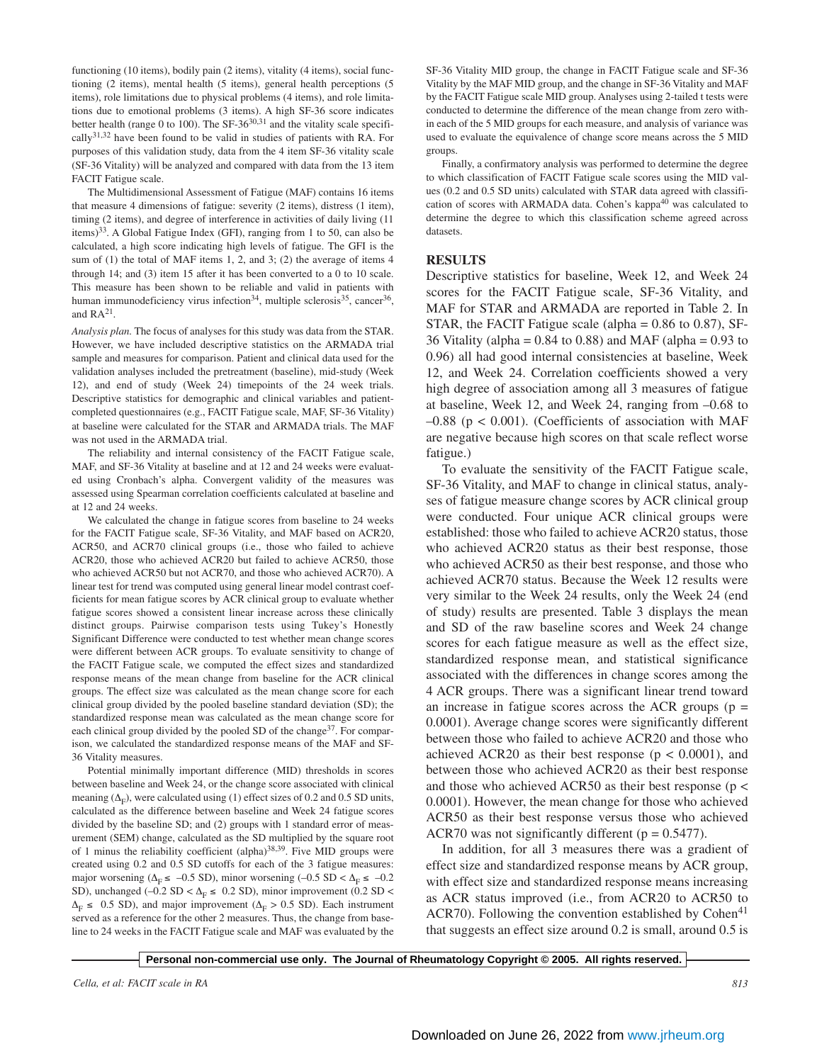functioning (10 items), bodily pain (2 items), vitality (4 items), social functioning (2 items), mental health (5 items), general health perceptions (5 items), role limitations due to physical problems (4 items), and role limitations due to emotional problems (3 items). A high SF-36 score indicates better health (range 0 to 100). The SF-36[30,31] and the vitality scale specifically[31,32] have been found to be valid in studies of patients with RA. For purposes of this validation study, data from the 4 item SF-36 vitality scale (SF-36 Vitality) will be analyzed and compared with data from the 13 item FACIT Fatigue scale.

The Multidimensional Assessment of Fatigue (MAF) contains 16 items that measure 4 dimensions of fatigue: severity (2 items), distress (1 item), timing (2 items), and degree of interference in activities of daily living (11 items)[33]. A Global Fatigue Index (GFI), ranging from 1 to 50, can also be calculated, a high score indicating high levels of fatigue. The GFI is the sum of (1) the total of MAF items 1, 2, and 3; (2) the average of items 4 through 14; and (3) item 15 after it has been converted to a 0 to 10 scale. This measure has been shown to be reliable and valid in patients with human immunodeficiency virus infection[34], multiple sclerosis[35], cancer[36], and RA[21].

*Analysis plan.* The focus of analyses for this study was data from the STAR. However, we have included descriptive statistics on the ARMADA trial sample and measures for comparison. Patient and clinical data used for the validation analyses included the pretreatment (baseline), mid-study (Week 12), and end of study (Week 24) timepoints of the 24 week trials. Descriptive statistics for demographic and clinical variables and patient-completed questionnaires (e.g., FACIT Fatigue scale, MAF, SF-36 Vitality) at baseline were calculated for the STAR and ARMADA trials. The MAF was not used in the ARMADA trial.

The reliability and internal consistency of the FACIT Fatigue scale, MAF, and SF-36 Vitality at baseline and at 12 and 24 weeks were evaluated using Cronbach's alpha. Convergent validity of the measures was assessed using Spearman correlation coefficients calculated at baseline and at 12 and 24 weeks.

We calculated the change in fatigue scores from baseline to 24 weeks for the FACIT Fatigue scale, SF-36 Vitality, and MAF based on ACR20, ACR50, and ACR70 clinical groups (i.e., those who failed to achieve ACR20, those who achieved ACR20 but failed to achieve ACR50, those who achieved ACR50 but not ACR70, and those who achieved ACR70). A linear test for trend was computed using general linear model contrast coefficients for mean fatigue scores by ACR clinical group to evaluate whether fatigue scores showed a consistent linear increase across these clinically distinct groups. Pairwise comparison tests using Tukey's Honestly Significant Difference were conducted to test whether mean change scores were different between ACR groups. To evaluate sensitivity to change of the FACIT Fatigue scale, we computed the effect sizes and standardized response means of the mean change from baseline for the ACR clinical groups. The effect size was calculated as the mean change score for each clinical group divided by the pooled baseline standard deviation (SD); the standardized response mean was calculated as the mean change score for each clinical group divided by the pooled SD of the change[37]. For comparison, we calculated the standardized response means of the MAF and SF-36 Vitality measures.

Potential minimally important difference (MID) thresholds in scores between baseline and Week 24, or the change score associated with clinical meaning ($\Delta_F$), were calculated using (1) effect sizes of 0.2 and 0.5 SD units, calculated as the difference between baseline and Week 24 fatigue scores divided by the baseline SD; and (2) groups with 1 standard error of measurement (SEM) change, calculated as the SD multiplied by the square root of 1 minus the reliability coefficient (alpha)[38,39]. Five MID groups were created using 0.2 and 0.5 SD cutoffs for each of the 3 fatigue measures: major worsening ($\Delta_F \leq -0.5$ SD), minor worsening ($-0.5$ SD $< \Delta_F \leq -0.2$ SD), unchanged ($-0.2$ SD $< \Delta_F \leq 0.2$ SD), minor improvement ($0.2$ SD $< \Delta_F \leq 0.5$ SD), and major improvement ($\Delta_F > 0.5$ SD). Each instrument served as a reference for the other 2 measures. Thus, the change from baseline to 24 weeks in the FACIT Fatigue scale and MAF was evaluated by the SF-36 Vitality MID group, the change in FACIT Fatigue scale and SF-36 Vitality by the MAF MID group, and the change in SF-36 Vitality and MAF by the FACIT Fatigue scale MID group. Analyses using 2-tailed t tests were conducted to determine the difference of the mean change from zero within each of the 5 MID groups for each measure, and analysis of variance was used to evaluate the equivalence of change score means across the 5 MID groups.

Finally, a confirmatory analysis was performed to determine the degree to which classification of FACIT Fatigue scale scores using the MID values (0.2 and 0.5 SD units) calculated with STAR data agreed with classification of scores with ARMADA data. Cohen's kappa[40] was calculated to determine the degree to which this classification scheme agreed across datasets.

## RESULTS

Descriptive statistics for baseline, Week 12, and Week 24 scores for the FACIT Fatigue scale, SF-36 Vitality, and MAF for STAR and ARMADA are reported in Table 2. In STAR, the FACIT Fatigue scale (alpha = 0.86 to 0.87), SF-36 Vitality (alpha = 0.84 to 0.88) and MAF (alpha = 0.93 to 0.96) all had good internal consistencies at baseline, Week 12, and Week 24. Correlation coefficients showed a very high degree of association among all 3 measures of fatigue at baseline, Week 12, and Week 24, ranging from –0.68 to –0.88 ($p < 0.001$). (Coefficients of association with MAF are negative because high scores on that scale reflect worse fatigue.)

To evaluate the sensitivity of the FACIT Fatigue scale, SF-36 Vitality, and MAF to change in clinical status, analyses of fatigue measure change scores by ACR clinical group were conducted. Four unique ACR clinical groups were established: those who failed to achieve ACR20 status, those who achieved ACR20 status as their best response, those who achieved ACR50 as their best response, and those who achieved ACR70 status. Because the Week 12 results were very similar to the Week 24 results, only the Week 24 (end of study) results are presented. Table 3 displays the mean and SD of the raw baseline scores and Week 24 change scores for each fatigue measure as well as the effect size, standardized response mean, and statistical significance associated with the differences in change scores among the 4 ACR groups. There was a significant linear trend toward an increase in fatigue scores across the ACR groups ($p = 0.0001$). Average change scores were significantly different between those who failed to achieve ACR20 and those who achieved ACR20 as their best response ($p < 0.0001$), and between those who achieved ACR20 as their best response and those who achieved ACR50 as their best response ($p < 0.0001$). However, the mean change for those who achieved ACR50 as their best response versus those who achieved ACR70 was not significantly different ($p = 0.5477$).

In addition, for all 3 measures there was a gradient of effect size and standardized response means by ACR group, with effect size and standardized response means increasing as ACR status improved (i.e., from ACR20 to ACR50 to ACR70). Following the convention established by Cohen[41] that suggests an effect size around 0.2 is small, around 0.5 is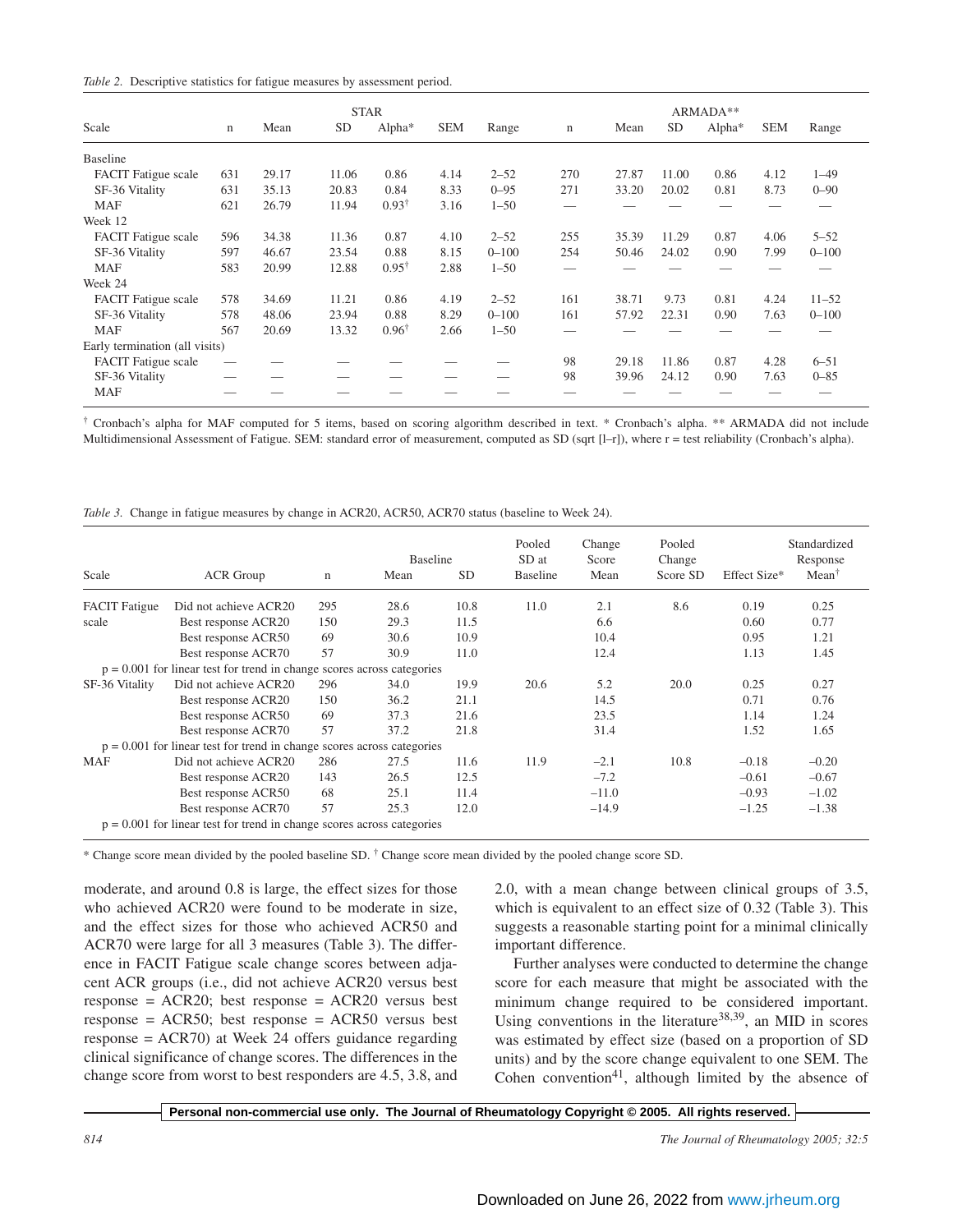*Table 2.* Descriptive statistics for fatigue measures by assessment period.

| Scale | STAR n | STAR Mean | STAR SD | STAR Alpha* | STAR SEM | STAR Range | ARMADA** n | ARMADA** Mean | ARMADA** SD | ARMADA** Alpha* | ARMADA** SEM | ARMADA** Range |
|---|---|---|---|---|---|---|---|---|---|---|---|---|
| Baseline | | | | | | | | | | | | |
| FACIT Fatigue scale | 631 | 29.17 | 11.06 | 0.86 | 4.14 | 2–52 | 270 | 27.87 | 11.00 | 0.86 | 4.12 | 1–49 |
| SF-36 Vitality | 631 | 35.13 | 20.83 | 0.84 | 8.33 | 0–95 | 271 | 33.20 | 20.02 | 0.81 | 8.73 | 0–90 |
| MAF | 621 | 26.79 | 11.94 | 0.93† | 3.16 | 1–50 | — | — | — | — | — | — |
| Week 12 | | | | | | | | | | | | |
| FACIT Fatigue scale | 596 | 34.38 | 11.36 | 0.87 | 4.10 | 2–52 | 255 | 35.39 | 11.29 | 0.87 | 4.06 | 5–52 |
| SF-36 Vitality | 597 | 46.67 | 23.54 | 0.88 | 8.15 | 0–100 | 254 | 50.46 | 24.02 | 0.90 | 7.99 | 0–100 |
| MAF | 583 | 20.99 | 12.88 | 0.95† | 2.88 | 1–50 | — | — | — | — | — | — |
| Week 24 | | | | | | | | | | | | |
| FACIT Fatigue scale | 578 | 34.69 | 11.21 | 0.86 | 4.19 | 2–52 | 161 | 38.71 | 9.73 | 0.81 | 4.24 | 11–52 |
| SF-36 Vitality | 578 | 48.06 | 23.94 | 0.88 | 8.29 | 0–100 | 161 | 57.92 | 22.31 | 0.90 | 7.63 | 0–100 |
| MAF | 567 | 20.69 | 13.32 | 0.96† | 2.66 | 1–50 | — | — | — | — | — | — |
| Early termination (all visits) | | | | | | | | | | | | |
| FACIT Fatigue scale | — | — | — | — | — | — | 98 | 29.18 | 11.86 | 0.87 | 4.28 | 6–51 |
| SF-36 Vitality | — | — | — | — | — | — | 98 | 39.96 | 24.12 | 0.90 | 7.63 | 0–85 |
| MAF | — | — | — | — | — | — | — | — | — | — | — | — |

† Cronbach's alpha for MAF computed for 5 items, based on scoring algorithm described in text. * Cronbach's alpha. ** ARMADA did not include Multidimensional Assessment of Fatigue. SEM: standard error of measurement, computed as SD (sqrt [l–r]), where r = test reliability (Cronbach's alpha).

*Table 3.* Change in fatigue measures by change in ACR20, ACR50, ACR70 status (baseline to Week 24).

| Scale | ACR Group | n | Baseline Mean | Baseline SD | Pooled SD at Baseline | Change Score Mean | Pooled Change Score SD | Effect Size* | Standardized Response Mean† |
|---|---|---|---|---|---|---|---|---|---|
| FACIT Fatigue scale | Did not achieve ACR20 | 295 | 28.6 | 10.8 | 11.0 | 2.1 | 8.6 | 0.19 | 0.25 |
| | Best response ACR20 | 150 | 29.3 | 11.5 | | 6.6 | | 0.60 | 0.77 |
| | Best response ACR50 | 69 | 30.6 | 10.9 | | 10.4 | | 0.95 | 1.21 |
| | Best response ACR70 | 57 | 30.9 | 11.0 | | 12.4 | | 1.13 | 1.45 |
| p = 0.001 for linear test for trend in change scores across categories | | | | | | | | | |
| SF-36 Vitality | Did not achieve ACR20 | 296 | 34.0 | 19.9 | 20.6 | 5.2 | 20.0 | 0.25 | 0.27 |
| | Best response ACR20 | 150 | 36.2 | 21.1 | | 14.5 | | 0.71 | 0.76 |
| | Best response ACR50 | 69 | 37.3 | 21.6 | | 23.5 | | 1.14 | 1.24 |
| | Best response ACR70 | 57 | 37.2 | 21.8 | | 31.4 | | 1.52 | 1.65 |
| p = 0.001 for linear test for trend in change scores across categories | | | | | | | | | |
| MAF | Did not achieve ACR20 | 286 | 27.5 | 11.6 | 11.9 | –2.1 | 10.8 | –0.18 | –0.20 |
| | Best response ACR20 | 143 | 26.5 | 12.5 | | –7.2 | | –0.61 | –0.67 |
| | Best response ACR50 | 68 | 25.1 | 11.4 | | –11.0 | | –0.93 | –1.02 |
| | Best response ACR70 | 57 | 25.3 | 12.0 | | –14.9 | | –1.25 | –1.38 |
| p = 0.001 for linear test for trend in change scores across categories | | | | | | | | | |

* Change score mean divided by the pooled baseline SD. † Change score mean divided by the pooled change score SD.

moderate, and around 0.8 is large, the effect sizes for those who achieved ACR20 were found to be moderate in size, and the effect sizes for those who achieved ACR50 and ACR70 were large for all 3 measures (Table 3). The difference in FACIT Fatigue scale change scores between adjacent ACR groups (i.e., did not achieve ACR20 versus best response = ACR20; best response = ACR20 versus best response = ACR50; best response = ACR50 versus best response = ACR70) at Week 24 offers guidance regarding clinical significance of change scores. The differences in the change score from worst to best responders are 4.5, 3.8, and 2.0, with a mean change between clinical groups of 3.5, which is equivalent to an effect size of 0.32 (Table 3). This suggests a reasonable starting point for a minimal clinically important difference.

Further analyses were conducted to determine the change score for each measure that might be associated with the minimum change required to be considered important. Using conventions in the literature[38,39], an MID in scores was estimated by effect size (based on a proportion of SD units) and by the score change equivalent to one SEM. The Cohen convention[41], although limited by the absence of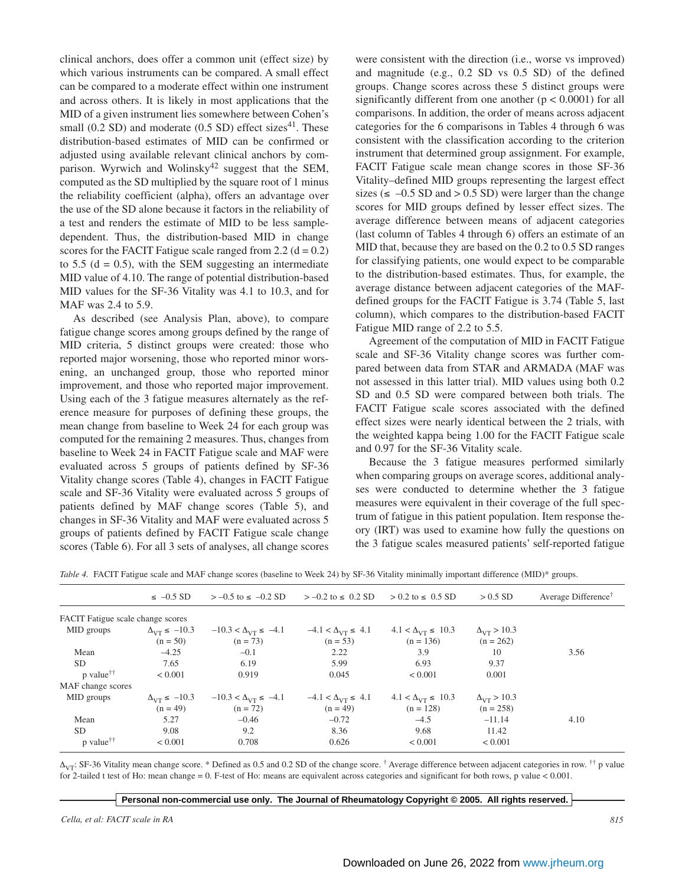clinical anchors, does offer a common unit (effect size) by which various instruments can be compared. A small effect can be compared to a moderate effect within one instrument and across others. It is likely in most applications that the MID of a given instrument lies somewhere between Cohen's small (0.2 SD) and moderate (0.5 SD) effect sizes[41]. These distribution-based estimates of MID can be confirmed or adjusted using available relevant clinical anchors by comparison. Wyrwich and Wolinsky[42] suggest that the SEM, computed as the SD multiplied by the square root of 1 minus the reliability coefficient (alpha), offers an advantage over the use of the SD alone because it factors in the reliability of a test and renders the estimate of MID to be less sample-dependent. Thus, the distribution-based MID in change scores for the FACIT Fatigue scale ranged from 2.2 ($d = 0.2$) to 5.5 ($d = 0.5$), with the SEM suggesting an intermediate MID value of 4.10. The range of potential distribution-based MID values for the SF-36 Vitality was 4.1 to 10.3, and for MAF was 2.4 to 5.9.

As described (see Analysis Plan, above), to compare fatigue change scores among groups defined by the range of MID criteria, 5 distinct groups were created: those who reported major worsening, those who reported minor worsening, an unchanged group, those who reported minor improvement, and those who reported major improvement. Using each of the 3 fatigue measures alternately as the reference measure for purposes of defining these groups, the mean change from baseline to Week 24 for each group was computed for the remaining 2 measures. Thus, changes from baseline to Week 24 in FACIT Fatigue scale and MAF were evaluated across 5 groups of patients defined by SF-36 Vitality change scores (Table 4), changes in FACIT Fatigue scale and SF-36 Vitality were evaluated across 5 groups of patients defined by MAF change scores (Table 5), and changes in SF-36 Vitality and MAF were evaluated across 5 groups of patients defined by FACIT Fatigue scale change scores (Table 6). For all 3 sets of analyses, all change scores were consistent with the direction (i.e., worse vs improved) and magnitude (e.g., 0.2 SD vs 0.5 SD) of the defined groups. Change scores across these 5 distinct groups were significantly different from one another ($p < 0.0001$) for all comparisons. In addition, the order of means across adjacent categories for the 6 comparisons in Tables 4 through 6 was consistent with the classification according to the criterion instrument that determined group assignment. For example, FACIT Fatigue scale mean change scores in those SF-36 Vitality–defined MID groups representing the largest effect sizes ($\leq -0.5$ SD and $> 0.5$ SD) were larger than the change scores for MID groups defined by lesser effect sizes. The average difference between means of adjacent categories (last column of Tables 4 through 6) offers an estimate of an MID that, because they are based on the 0.2 to 0.5 SD ranges for classifying patients, one would expect to be comparable to the distribution-based estimates. Thus, for example, the average distance between adjacent categories of the MAF-defined groups for the FACIT Fatigue is 3.74 (Table 5, last column), which compares to the distribution-based FACIT Fatigue MID range of 2.2 to 5.5.

Agreement of the computation of MID in FACIT Fatigue scale and SF-36 Vitality change scores was further compared between data from STAR and ARMADA (MAF was not assessed in this latter trial). MID values using both 0.2 SD and 0.5 SD were compared between both trials. The FACIT Fatigue scale scores associated with the defined effect sizes were nearly identical between the 2 trials, with the weighted kappa being 1.00 for the FACIT Fatigue scale and 0.97 for the SF-36 Vitality scale.

Because the 3 fatigue measures performed similarly when comparing groups on average scores, additional analyses were conducted to determine whether the 3 fatigue measures were equivalent in their coverage of the full spectrum of fatigue in this patient population. Item response theory (IRT) was used to examine how fully the questions on the 3 fatigue scales measured patients' self-reported fatigue

*Table 4.* FACIT Fatigue scale and MAF change scores (baseline to Week 24) by SF-36 Vitality minimally important difference (MID)* groups.

| | $\leq -0.5$ SD | $> -0.5$ to $\leq -0.2$ SD | $> -0.2$ to $\leq$ 0.2 SD | $> 0.2$ to $\leq$ 0.5 SD | $> 0.5$ SD | Average Difference† |
|---|---|---|---|---|---|---|
| FACIT Fatigue scale change scores | | | | | | |
| MID groups | $\Delta_{VT} \leq -10.3$ (n = 50) | $-10.3 < \Delta_{VT} \leq -4.1$ (n = 73) | $-4.1 < \Delta_{VT} \leq 4.1$ (n = 53) | $4.1 < \Delta_{VT} \leq 10.3$ (n = 136) | $\Delta_{VT} > 10.3$ (n = 262) | |
| Mean | –4.25 | –0.1 | 2.22 | 3.9 | 10 | 3.56 |
| SD | 7.65 | 6.19 | 5.99 | 6.93 | 9.37 | |
| p value†† | < 0.001 | 0.919 | 0.045 | < 0.001 | 0.001 | |
| MAF change scores | | | | | | |
| MID groups | $\Delta_{VT} \leq -10.3$ (n = 49) | $-10.3 < \Delta_{VT} \leq -4.1$ (n = 72) | $-4.1 < \Delta_{VT} \leq 4.1$ (n = 49) | $4.1 < \Delta_{VT} \leq 10.3$ (n = 128) | $\Delta_{VT} > 10.3$ (n = 258) | |
| Mean | 5.27 | –0.46 | –0.72 | –4.5 | –11.14 | 4.10 |
| SD | 9.08 | 9.2 | 8.36 | 9.68 | 11.42 | |
| p value†† | < 0.001 | 0.708 | 0.626 | < 0.001 | < 0.001 | |

$\Delta_{VT}$: SF-36 Vitality mean change score. * Defined as 0.5 and 0.2 SD of the change score. † Average difference between adjacent categories in row. †† p value for 2-tailed t test of Ho: mean change = 0. F-test of Ho: means are equivalent across categories and significant for both rows, p value < 0.001.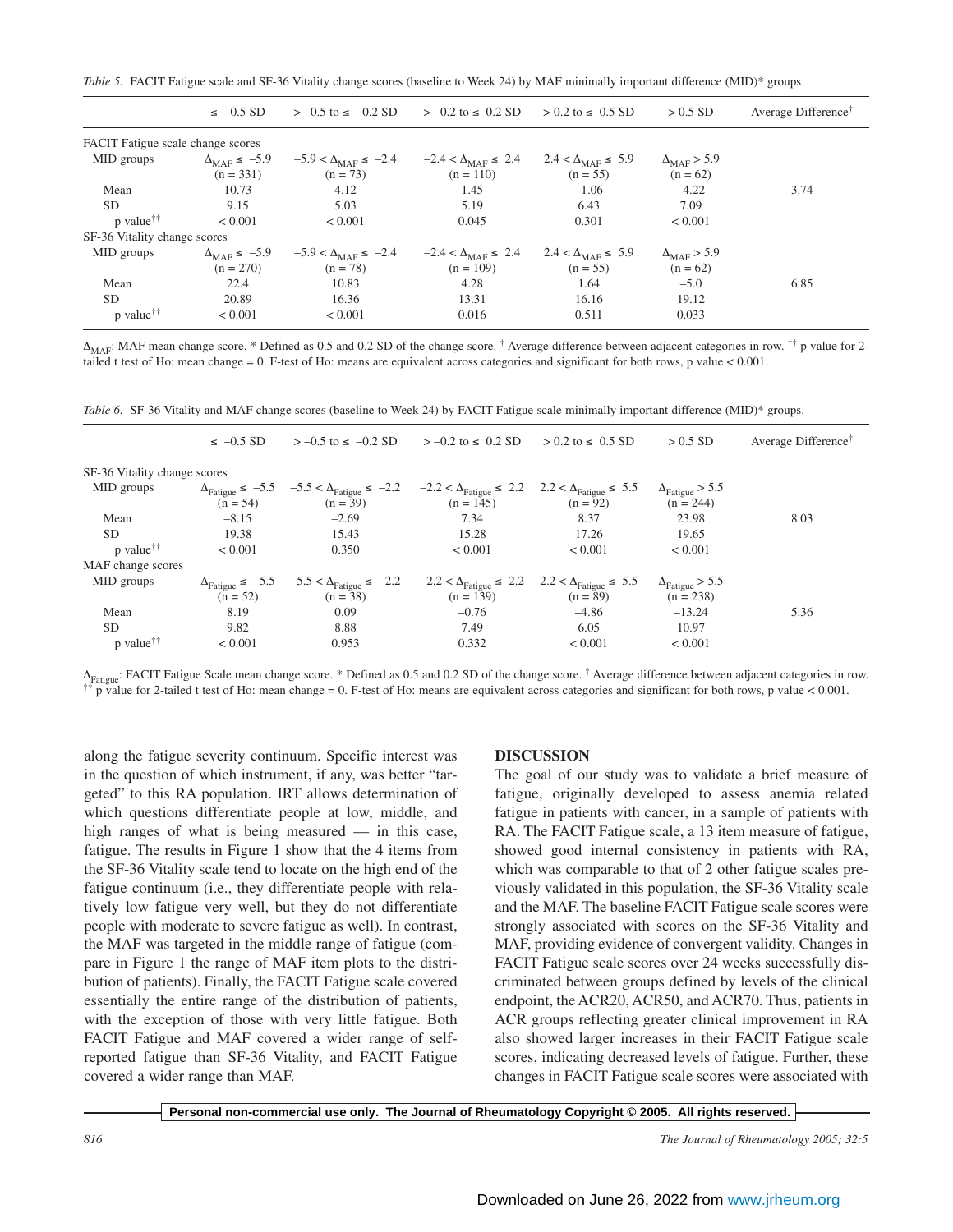*Table 5.* FACIT Fatigue scale and SF-36 Vitality change scores (baseline to Week 24) by MAF minimally important difference (MID)* groups.

| | ≤ –0.5 SD | > –0.5 to ≤ –0.2 SD | > –0.2 to ≤ 0.2 SD | > 0.2 to ≤ 0.5 SD | > 0.5 SD | Average Difference† |
|---|---|---|---|---|---|---|
| FACIT Fatigue scale change scores | | | | | | |
| MID groups | $\Delta_{MAF} \leq -5.9$ (n = 331) | $-5.9 < \Delta_{MAF} \leq -2.4$ (n = 73) | $-2.4 < \Delta_{MAF} \leq 2.4$ (n = 110) | $2.4 < \Delta_{MAF} \leq 5.9$ (n = 55) | $\Delta_{MAF} > 5.9$ (n = 62) | |
| Mean | 10.73 | 4.12 | 1.45 | –1.06 | –4.22 | 3.74 |
| SD | 9.15 | 5.03 | 5.19 | 6.43 | 7.09 | |
| p value†† | < 0.001 | < 0.001 | 0.045 | 0.301 | < 0.001 | |
| SF-36 Vitality change scores | | | | | | |
| MID groups | $\Delta_{MAF} \leq -5.9$ (n = 270) | $-5.9 < \Delta_{MAF} \leq -2.4$ (n = 78) | $-2.4 < \Delta_{MAF} \leq 2.4$ (n = 109) | $2.4 < \Delta_{MAF} \leq 5.9$ (n = 55) | $\Delta_{MAF} > 5.9$ (n = 62) | |
| Mean | 22.4 | 10.83 | 4.28 | 1.64 | –5.0 | 6.85 |
| SD | 20.89 | 16.36 | 13.31 | 16.16 | 19.12 | |
| p value†† | < 0.001 | < 0.001 | 0.016 | 0.511 | 0.033 | |

$\Delta_{MAF}$: MAF mean change score. * Defined as 0.5 and 0.2 SD of the change score. † Average difference between adjacent categories in row. †† p value for 2-tailed t test of Ho: mean change = 0. F-test of Ho: means are equivalent across categories and significant for both rows, p value < 0.001.

*Table 6.* SF-36 Vitality and MAF change scores (baseline to Week 24) by FACIT Fatigue scale minimally important difference (MID)* groups.

| | ≤ –0.5 SD | > –0.5 to ≤ –0.2 SD | > –0.2 to ≤ 0.2 SD | > 0.2 to ≤ 0.5 SD | > 0.5 SD | Average Difference† |
|---|---|---|---|---|---|---|
| SF-36 Vitality change scores | | | | | | |
| MID groups | $\Delta_{Fatigue} \leq -5.5$ (n = 54) | $-5.5 < \Delta_{Fatigue} \leq -2.2$ (n = 39) | $-2.2 < \Delta_{Fatigue} \leq 2.2$ (n = 145) | $2.2 < \Delta_{Fatigue} \leq 5.5$ (n = 92) | $\Delta_{Fatigue} > 5.5$ (n = 244) | |
| Mean | –8.15 | –2.69 | 7.34 | 8.37 | 23.98 | 8.03 |
| SD | 19.38 | 15.43 | 15.28 | 17.26 | 19.65 | |
| p value†† | < 0.001 | 0.350 | < 0.001 | < 0.001 | < 0.001 | |
| MAF change scores | | | | | | |
| MID groups | $\Delta_{Fatigue} \leq -5.5$ (n = 52) | $-5.5 < \Delta_{Fatigue} \leq -2.2$ (n = 38) | $-2.2 < \Delta_{Fatigue} \leq 2.2$ (n = 139) | $2.2 < \Delta_{Fatigue} \leq 5.5$ (n = 89) | $\Delta_{Fatigue} > 5.5$ (n = 238) | |
| Mean | 8.19 | 0.09 | –0.76 | –4.86 | –13.24 | 5.36 |
| SD | 9.82 | 8.88 | 7.49 | 6.05 | 10.97 | |
| p value†† | < 0.001 | 0.953 | 0.332 | < 0.001 | < 0.001 | |

$\Delta_{Fatigue}$: FACIT Fatigue Scale mean change score. * Defined as 0.5 and 0.2 SD of the change score. † Average difference between adjacent categories in row. †† p value for 2-tailed t test of Ho: mean change = 0. F-test of Ho: means are equivalent across categories and significant for both rows, p value < 0.001.

along the fatigue severity continuum. Specific interest was in the question of which instrument, if any, was better "targeted" to this RA population. IRT allows determination of which questions differentiate people at low, middle, and high ranges of what is being measured — in this case, fatigue. The results in Figure 1 show that the 4 items from the SF-36 Vitality scale tend to locate on the high end of the fatigue continuum (i.e., they differentiate people with relatively low fatigue very well, but they do not differentiate people with moderate to severe fatigue as well). In contrast, the MAF was targeted in the middle range of fatigue (compare in Figure 1 the range of MAF item plots to the distribution of patients). Finally, the FACIT Fatigue scale covered essentially the entire range of the distribution of patients, with the exception of those with very little fatigue. Both FACIT Fatigue and MAF covered a wider range of self-reported fatigue than SF-36 Vitality, and FACIT Fatigue covered a wider range than MAF.

## DISCUSSION

The goal of our study was to validate a brief measure of fatigue, originally developed to assess anemia related fatigue in patients with cancer, in a sample of patients with RA. The FACIT Fatigue scale, a 13 item measure of fatigue, showed good internal consistency in patients with RA, which was comparable to that of 2 other fatigue scales previously validated in this population, the SF-36 Vitality scale and the MAF. The baseline FACIT Fatigue scale scores were strongly associated with scores on the SF-36 Vitality and MAF, providing evidence of convergent validity. Changes in FACIT Fatigue scale scores over 24 weeks successfully discriminated between groups defined by levels of the clinical endpoint, the ACR20, ACR50, and ACR70. Thus, patients in ACR groups reflecting greater clinical improvement in RA also showed larger increases in their FACIT Fatigue scale scores, indicating decreased levels of fatigue. Further, these changes in FACIT Fatigue scale scores were associated with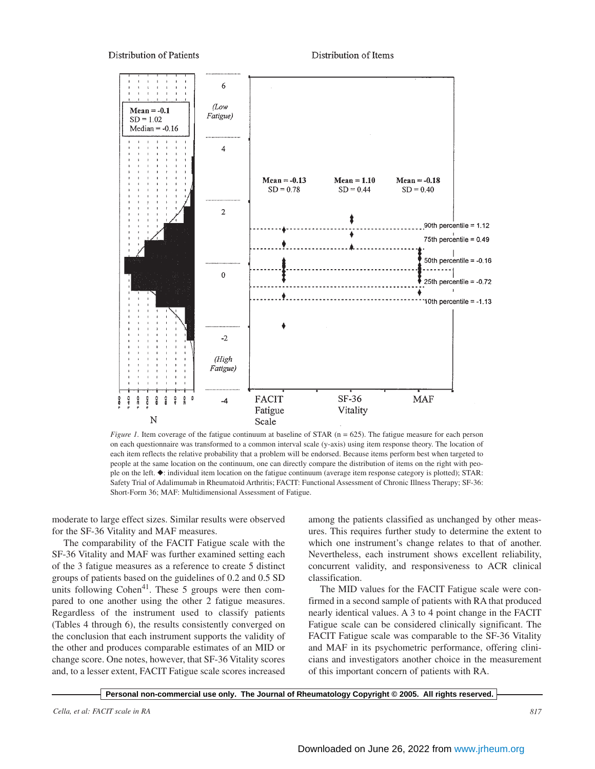Figure 1. Item coverage of the fatigue continuum at baseline of STAR (n = 625). The fatigue measure for each person on each questionnaire was transformed to a common interval scale (y-axis) using item response theory. The location of each item reflects the relative probability that a problem will be endorsed. Because items perform best when targeted to people at the same location on the continuum, one can directly compare the distribution of items on the right with people on the left. ◆: individual item location on the fatigue continuum (average item response category is plotted); STAR: Safety Trial of Adalimumab in Rheumatoid Arthritis; FACIT: Functional Assessment of Chronic Illness Therapy; SF-36: Short-Form 36; MAF: Multidimensional Assessment of Fatigue.

moderate to large effect sizes. Similar results were observed for the SF-36 Vitality and MAF measures.

The comparability of the FACIT Fatigue scale with the SF-36 Vitality and MAF was further examined setting each of the 3 fatigue measures as a reference to create 5 distinct groups of patients based on the guidelines of 0.2 and 0.5 SD units following Cohen[41]. These 5 groups were then compared to one another using the other 2 fatigue measures. Regardless of the instrument used to classify patients (Tables 4 through 6), the results consistently converged on the conclusion that each instrument supports the validity of the other and produces comparable estimates of an MID or change score. One notes, however, that SF-36 Vitality scores and, to a lesser extent, FACIT Fatigue scale scores increased among the patients classified as unchanged by other measures. This requires further study to determine the extent to which one instrument's change relates to that of another. Nevertheless, each instrument shows excellent reliability, concurrent validity, and responsiveness to ACR clinical classification.

The MID values for the FACIT Fatigue scale were confirmed in a second sample of patients with RA that produced nearly identical values. A 3 to 4 point change in the FACIT Fatigue scale can be considered clinically significant. The FACIT Fatigue scale was comparable to the SF-36 Vitality and MAF in its psychometric performance, offering clinicians and investigators another choice in the measurement of this important concern of patients with RA.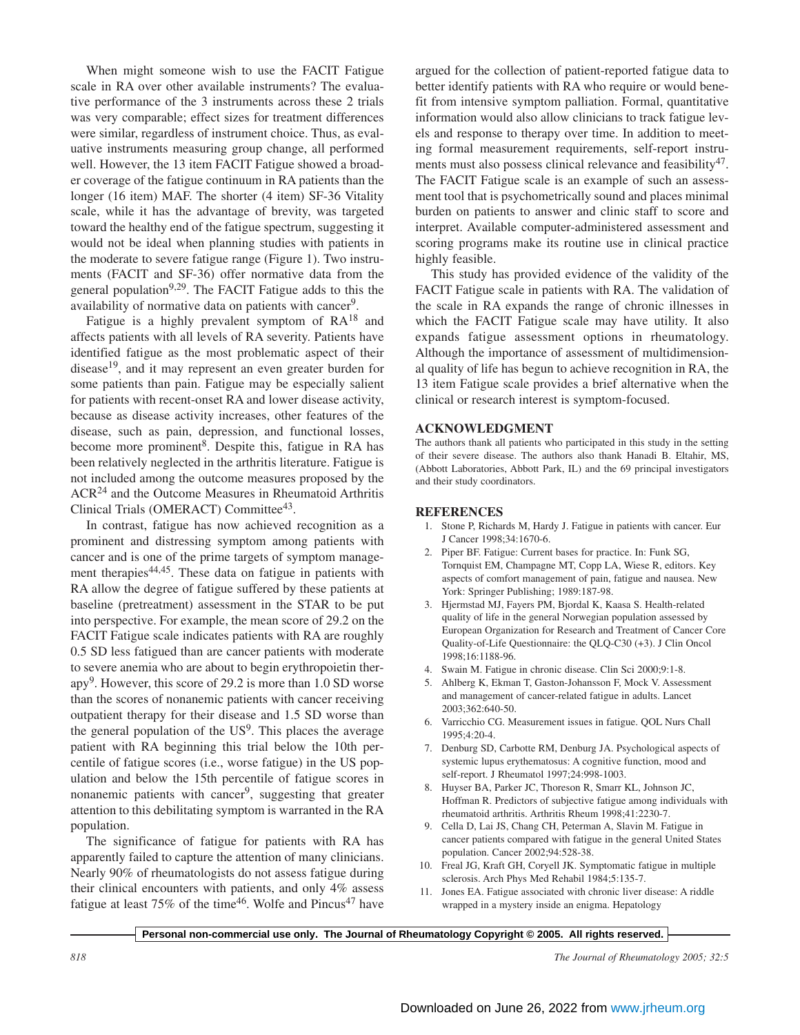When might someone wish to use the FACIT Fatigue scale in RA over other available instruments? The evaluative performance of the 3 instruments across these 2 trials was very comparable; effect sizes for treatment differences were similar, regardless of instrument choice. Thus, as evaluative instruments measuring group change, all performed well. However, the 13 item FACIT Fatigue showed a broader coverage of the fatigue continuum in RA patients than the longer (16 item) MAF. The shorter (4 item) SF-36 Vitality scale, while it has the advantage of brevity, was targeted toward the healthy end of the fatigue spectrum, suggesting it would not be ideal when planning studies with patients in the moderate to severe fatigue range (Figure 1). Two instruments (FACIT and SF-36) offer normative data from the general population[9,29]. The FACIT Fatigue adds to this the availability of normative data on patients with cancer[9].

Fatigue is a highly prevalent symptom of RA[18] and affects patients with all levels of RA severity. Patients have identified fatigue as the most problematic aspect of their disease[19], and it may represent an even greater burden for some patients than pain. Fatigue may be especially salient for patients with recent-onset RA and lower disease activity, because as disease activity increases, other features of the disease, such as pain, depression, and functional losses, become more prominent[8]. Despite this, fatigue in RA has been relatively neglected in the arthritis literature. Fatigue is not included among the outcome measures proposed by the ACR[24] and the Outcome Measures in Rheumatoid Arthritis Clinical Trials (OMERACT) Committee[43].

In contrast, fatigue has now achieved recognition as a prominent and distressing symptom among patients with cancer and is one of the prime targets of symptom management therapies[44,45]. These data on fatigue in patients with RA allow the degree of fatigue suffered by these patients at baseline (pretreatment) assessment in the STAR to be put into perspective. For example, the mean score of 29.2 on the FACIT Fatigue scale indicates patients with RA are roughly 0.5 SD less fatigued than are cancer patients with moderate to severe anemia who are about to begin erythropoietin therapy[9]. However, this score of 29.2 is more than 1.0 SD worse than the scores of nonanemic patients with cancer receiving outpatient therapy for their disease and 1.5 SD worse than the general population of the US[9]. This places the average patient with RA beginning this trial below the 10th percentile of fatigue scores (i.e., worse fatigue) in the US population and below the 15th percentile of fatigue scores in nonanemic patients with cancer[9], suggesting that greater attention to this debilitating symptom is warranted in the RA population.

The significance of fatigue for patients with RA has apparently failed to capture the attention of many clinicians. Nearly 90% of rheumatologists do not assess fatigue during their clinical encounters with patients, and only 4% assess fatigue at least 75% of the time[46]. Wolfe and Pincus[47] have argued for the collection of patient-reported fatigue data to better identify patients with RA who require or would benefit from intensive symptom palliation. Formal, quantitative information would also allow clinicians to track fatigue levels and response to therapy over time. In addition to meeting formal measurement requirements, self-report instruments must also possess clinical relevance and feasibility[47]. The FACIT Fatigue scale is an example of such an assessment tool that is psychometrically sound and places minimal burden on patients to answer and clinic staff to score and interpret. Available computer-administered assessment and scoring programs make its routine use in clinical practice highly feasible.

This study has provided evidence of the validity of the FACIT Fatigue scale in patients with RA. The validation of the scale in RA expands the range of chronic illnesses in which the FACIT Fatigue scale may have utility. It also expands fatigue assessment options in rheumatology. Although the importance of assessment of multidimensional quality of life has begun to achieve recognition in RA, the 13 item Fatigue scale provides a brief alternative when the clinical or research interest is symptom-focused.

## ACKNOWLEDGMENT

The authors thank all patients who participated in this study in the setting of their severe disease. The authors also thank Hanadi B. Eltahir, MS, (Abbott Laboratories, Abbott Park, IL) and the 69 principal investigators and their study coordinators.

## REFERENCES

1. Stone P, Richards M, Hardy J. Fatigue in patients with cancer. Eur J Cancer 1998;34:1670-6.
2. Piper BF. Fatigue: Current bases for practice. In: Funk SG, Tornquist EM, Champagne MT, Copp LA, Wiese R, editors. Key aspects of comfort management of pain, fatigue and nausea. New York: Springer Publishing; 1989:187-98.
3. Hjermstad MJ, Fayers PM, Bjordal K, Kaasa S. Health-related quality of life in the general Norwegian population assessed by European Organization for Research and Treatment of Cancer Core Quality-of-Life Questionnaire: the QLQ-C30 (+3). J Clin Oncol 1998;16:1188-96.
4. Swain M. Fatigue in chronic disease. Clin Sci 2000;9:1-8.
5. Ahlberg K, Ekman T, Gaston-Johansson F, Mock V. Assessment and management of cancer-related fatigue in adults. Lancet 2003;362:640-50.
6. Varricchio CG. Measurement issues in fatigue. QOL Nurs Chall 1995;4:20-4.
7. Denburg SD, Carbotte RM, Denburg JA. Psychological aspects of systemic lupus erythematosus: A cognitive function, mood and self-report. J Rheumatol 1997;24:998-1003.
8. Huyser BA, Parker JC, Thoreson R, Smarr KL, Johnson JC, Hoffman R. Predictors of subjective fatigue among individuals with rheumatoid arthritis. Arthritis Rheum 1998;41:2230-7.
9. Cella D, Lai JS, Chang CH, Peterman A, Slavin M. Fatigue in cancer patients compared with fatigue in the general United States population. Cancer 2002;94:528-38.
10. Freal JG, Kraft GH, Coryell JK. Symptomatic fatigue in multiple sclerosis. Arch Phys Med Rehabil 1984;5:135-7.
11. Jones EA. Fatigue associated with chronic liver disease: A riddle wrapped in a mystery inside an enigma. Hepatology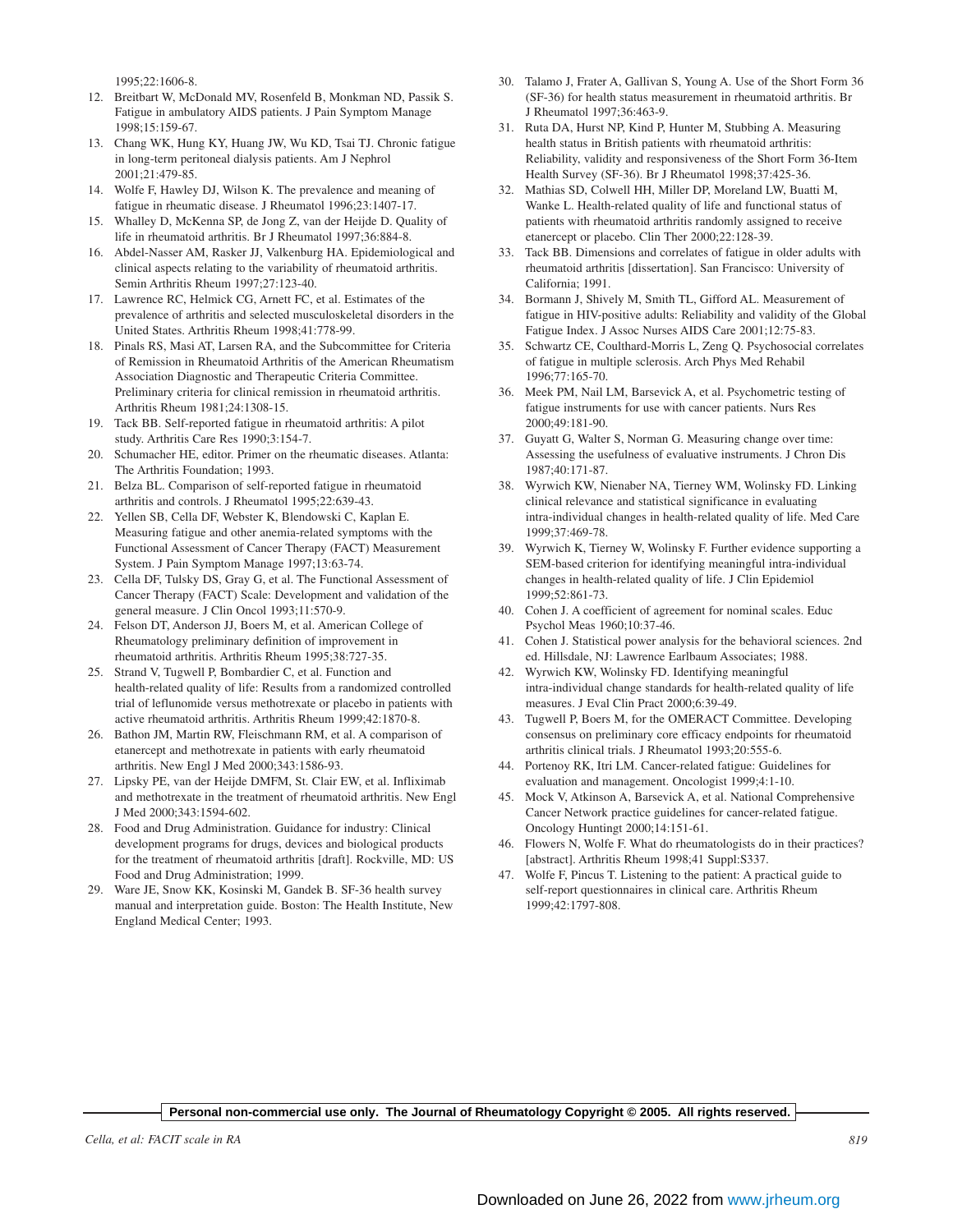1995;22:1606-8.

12. Breitbart W, McDonald MV, Rosenfeld B, Monkman ND, Passik S. Fatigue in ambulatory AIDS patients. J Pain Symptom Manage 1998;15:159-67.
13. Chang WK, Hung KY, Huang JW, Wu KD, Tsai TJ. Chronic fatigue in long-term peritoneal dialysis patients. Am J Nephrol 2001;21:479-85.
14. Wolfe F, Hawley DJ, Wilson K. The prevalence and meaning of fatigue in rheumatic disease. J Rheumatol 1996;23:1407-17.
15. Whalley D, McKenna SP, de Jong Z, van der Heijde D. Quality of life in rheumatoid arthritis. Br J Rheumatol 1997;36:884-8.
16. Abdel-Nasser AM, Rasker JJ, Valkenburg HA. Epidemiological and clinical aspects relating to the variability of rheumatoid arthritis. Semin Arthritis Rheum 1997;27:123-40.
17. Lawrence RC, Helmick CG, Arnett FC, et al. Estimates of the prevalence of arthritis and selected musculoskeletal disorders in the United States. Arthritis Rheum 1998;41:778-99.
18. Pinals RS, Masi AT, Larsen RA, and the Subcommittee for Criteria of Remission in Rheumatoid Arthritis of the American Rheumatism Association Diagnostic and Therapeutic Criteria Committee. Preliminary criteria for clinical remission in rheumatoid arthritis. Arthritis Rheum 1981;24:1308-15.
19. Tack BB. Self-reported fatigue in rheumatoid arthritis: A pilot study. Arthritis Care Res 1990;3:154-7.
20. Schumacher HE, editor. Primer on the rheumatic diseases. Atlanta: The Arthritis Foundation; 1993.
21. Belza BL. Comparison of self-reported fatigue in rheumatoid arthritis and controls. J Rheumatol 1995;22:639-43.
22. Yellen SB, Cella DF, Webster K, Blendowski C, Kaplan E. Measuring fatigue and other anemia-related symptoms with the Functional Assessment of Cancer Therapy (FACT) Measurement System. J Pain Symptom Manage 1997;13:63-74.
23. Cella DF, Tulsky DS, Gray G, et al. The Functional Assessment of Cancer Therapy (FACT) Scale: Development and validation of the general measure. J Clin Oncol 1993;11:570-9.
24. Felson DT, Anderson JJ, Boers M, et al. American College of Rheumatology preliminary definition of improvement in rheumatoid arthritis. Arthritis Rheum 1995;38:727-35.
25. Strand V, Tugwell P, Bombardier C, et al. Function and health-related quality of life: Results from a randomized controlled trial of leflunomide versus methotrexate or placebo in patients with active rheumatoid arthritis. Arthritis Rheum 1999;42:1870-8.
26. Bathon JM, Martin RW, Fleischmann RM, et al. A comparison of etanercept and methotrexate in patients with early rheumatoid arthritis. New Engl J Med 2000;343:1586-93.
27. Lipsky PE, van der Heijde DMFM, St. Clair EW, et al. Infliximab and methotrexate in the treatment of rheumatoid arthritis. New Engl J Med 2000;343:1594-602.
28. Food and Drug Administration. Guidance for industry: Clinical development programs for drugs, devices and biological products for the treatment of rheumatoid arthritis [draft]. Rockville, MD: US Food and Drug Administration; 1999.
29. Ware JE, Snow KK, Kosinski M, Gandek B. SF-36 health survey manual and interpretation guide. Boston: The Health Institute, New England Medical Center; 1993.
30. Talamo J, Frater A, Gallivan S, Young A. Use of the Short Form 36 (SF-36) for health status measurement in rheumatoid arthritis. Br J Rheumatol 1997;36:463-9.
31. Ruta DA, Hurst NP, Kind P, Hunter M, Stubbing A. Measuring health status in British patients with rheumatoid arthritis: Reliability, validity and responsiveness of the Short Form 36-Item Health Survey (SF-36). Br J Rheumatol 1998;37:425-36.
32. Mathias SD, Colwell HH, Miller DP, Moreland LW, Buatti M, Wanke L. Health-related quality of life and functional status of patients with rheumatoid arthritis randomly assigned to receive etanercept or placebo. Clin Ther 2000;22:128-39.
33. Tack BB. Dimensions and correlates of fatigue in older adults with rheumatoid arthritis [dissertation]. San Francisco: University of California; 1991.
34. Bormann J, Shively M, Smith TL, Gifford AL. Measurement of fatigue in HIV-positive adults: Reliability and validity of the Global Fatigue Index. J Assoc Nurses AIDS Care 2001;12:75-83.
35. Schwartz CE, Coulthard-Morris L, Zeng Q. Psychosocial correlates of fatigue in multiple sclerosis. Arch Phys Med Rehabil 1996;77:165-70.
36. Meek PM, Nail LM, Barsevick A, et al. Psychometric testing of fatigue instruments for use with cancer patients. Nurs Res 2000;49:181-90.
37. Guyatt G, Walter S, Norman G. Measuring change over time: Assessing the usefulness of evaluative instruments. J Chron Dis 1987;40:171-87.
38. Wyrwich KW, Nienaber NA, Tierney WM, Wolinsky FD. Linking clinical relevance and statistical significance in evaluating intra-individual changes in health-related quality of life. Med Care 1999;37:469-78.
39. Wyrwich K, Tierney W, Wolinsky F. Further evidence supporting a SEM-based criterion for identifying meaningful intra-individual changes in health-related quality of life. J Clin Epidemiol 1999;52:861-73.
40. Cohen J. A coefficient of agreement for nominal scales. Educ Psychol Meas 1960;10:37-46.
41. Cohen J. Statistical power analysis for the behavioral sciences. 2nd ed. Hillsdale, NJ: Lawrence Earlbaum Associates; 1988.
42. Wyrwich KW, Wolinsky FD. Identifying meaningful intra-individual change standards for health-related quality of life measures. J Eval Clin Pract 2000;6:39-49.
43. Tugwell P, Boers M, for the OMERACT Committee. Developing consensus on preliminary core efficacy endpoints for rheumatoid arthritis clinical trials. J Rheumatol 1993;20:555-6.
44. Portenoy RK, Itri LM. Cancer-related fatigue: Guidelines for evaluation and management. Oncologist 1999;4:1-10.
45. Mock V, Atkinson A, Barsevick A, et al. National Comprehensive Cancer Network practice guidelines for cancer-related fatigue. Oncology Huntingt 2000;14:151-61.
46. Flowers N, Wolfe F. What do rheumatologists do in their practices? [abstract]. Arthritis Rheum 1998;41 Suppl:S337.
47. Wolfe F, Pincus T. Listening to the patient: A practical guide to self-report questionnaires in clinical care. Arthritis Rheum 1999;42:1797-808.